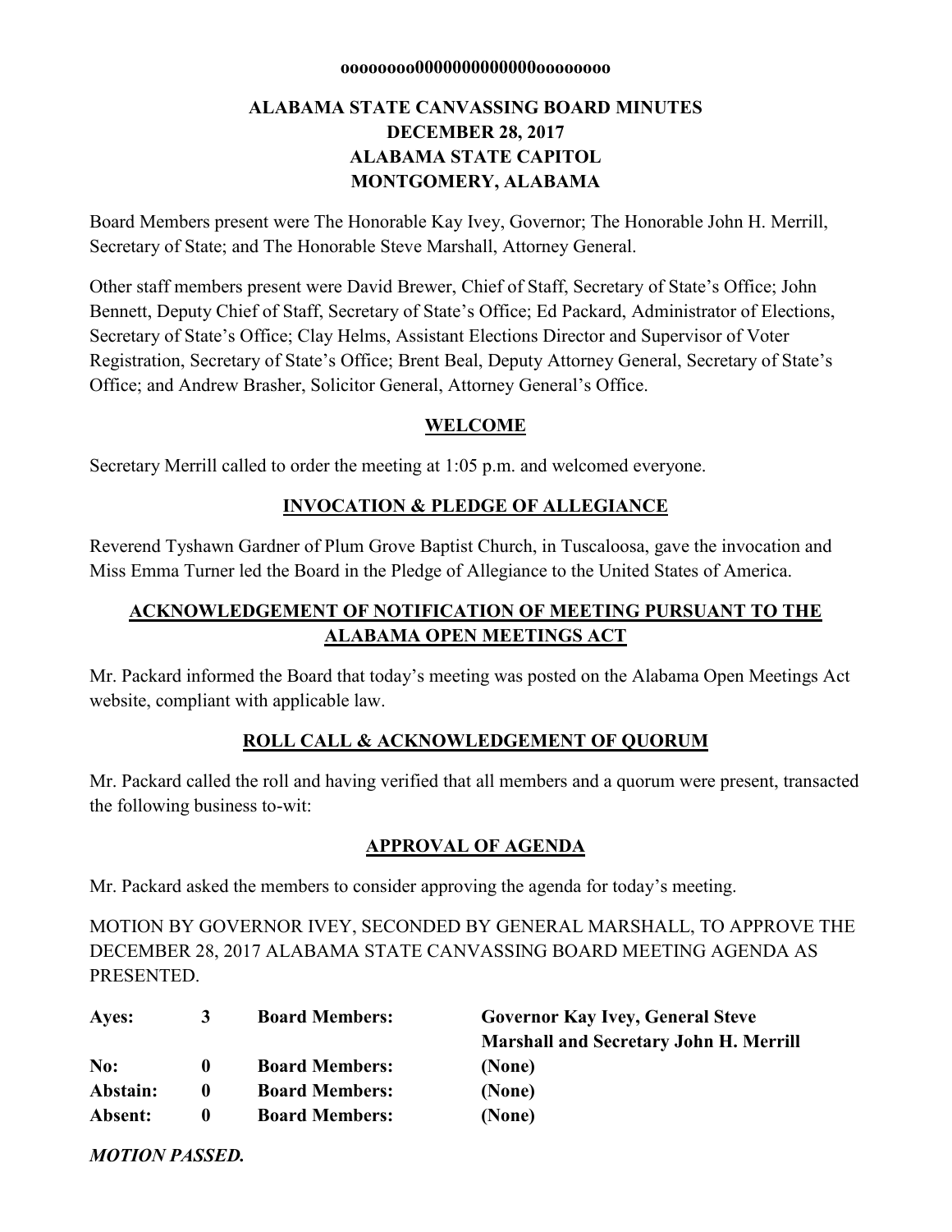**oooooooo0000000000000oooooooo**

# ALABAMA STATE CANVASSING BOARD MINUTES
# DECEMBER 28, 2017
# ALABAMA STATE CAPITOL
# MONTGOMERY, ALABAMA

Board Members present were The Honorable Kay Ivey, Governor; The Honorable John H. Merrill, Secretary of State; and The Honorable Steve Marshall, Attorney General.

Other staff members present were David Brewer, Chief of Staff, Secretary of State's Office; John Bennett, Deputy Chief of Staff, Secretary of State's Office; Ed Packard, Administrator of Elections, Secretary of State's Office; Clay Helms, Assistant Elections Director and Supervisor of Voter Registration, Secretary of State's Office; Brent Beal, Deputy Attorney General, Secretary of State's Office; and Andrew Brasher, Solicitor General, Attorney General's Office.

## WELCOME

Secretary Merrill called to order the meeting at 1:05 p.m. and welcomed everyone.

## INVOCATION & PLEDGE OF ALLEGIANCE

Reverend Tyshawn Gardner of Plum Grove Baptist Church, in Tuscaloosa, gave the invocation and Miss Emma Turner led the Board in the Pledge of Allegiance to the United States of America.

## ACKNOWLEDGEMENT OF NOTIFICATION OF MEETING PURSUANT TO THE ALABAMA OPEN MEETINGS ACT

Mr. Packard informed the Board that today's meeting was posted on the Alabama Open Meetings Act website, compliant with applicable law.

## ROLL CALL & ACKNOWLEDGEMENT OF QUORUM

Mr. Packard called the roll and having verified that all members and a quorum were present, transacted the following business to-wit:

## APPROVAL OF AGENDA

Mr. Packard asked the members to consider approving the agenda for today's meeting.

MOTION BY GOVERNOR IVEY, SECONDED BY GENERAL MARSHALL, TO APPROVE THE DECEMBER 28, 2017 ALABAMA STATE CANVASSING BOARD MEETING AGENDA AS PRESENTED.

| | | | |
|---|---|---|---|
| **Ayes:** | **3** | **Board Members:** | **Governor Kay Ivey, General Steve Marshall and Secretary John H. Merrill** |
| **No:** | **0** | **Board Members:** | **(None)** |
| **Abstain:** | **0** | **Board Members:** | **(None)** |
| **Absent:** | **0** | **Board Members:** | **(None)** |

***MOTION PASSED.***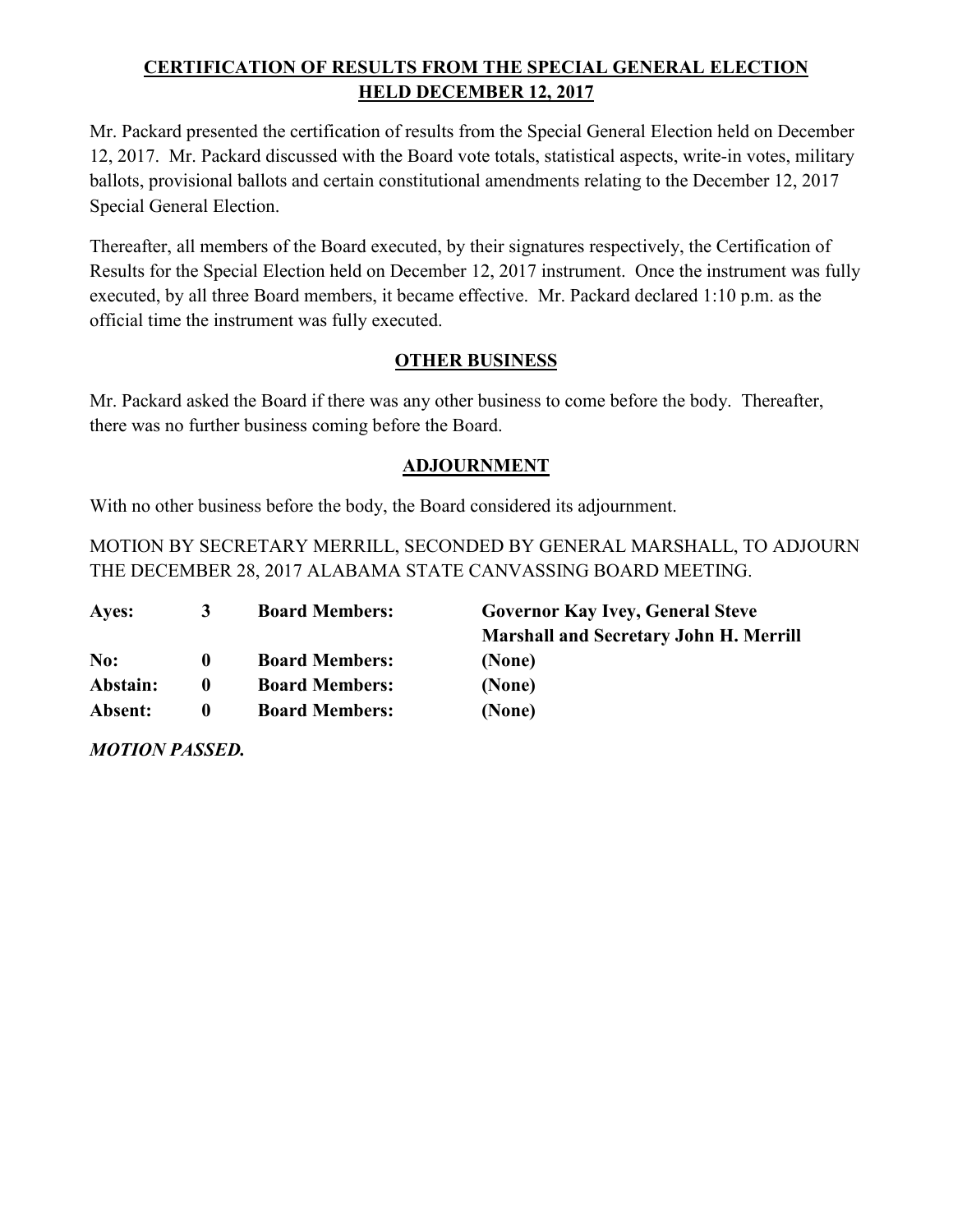## CERTIFICATION OF RESULTS FROM THE SPECIAL GENERAL ELECTION HELD DECEMBER 12, 2017

Mr. Packard presented the certification of results from the Special General Election held on December 12, 2017. Mr. Packard discussed with the Board vote totals, statistical aspects, write-in votes, military ballots, provisional ballots and certain constitutional amendments relating to the December 12, 2017 Special General Election.

Thereafter, all members of the Board executed, by their signatures respectively, the Certification of Results for the Special Election held on December 12, 2017 instrument. Once the instrument was fully executed, by all three Board members, it became effective. Mr. Packard declared 1:10 p.m. as the official time the instrument was fully executed.

## OTHER BUSINESS

Mr. Packard asked the Board if there was any other business to come before the body. Thereafter, there was no further business coming before the Board.

## ADJOURNMENT

With no other business before the body, the Board considered its adjournment.

MOTION BY SECRETARY MERRILL, SECONDED BY GENERAL MARSHALL, TO ADJOURN THE DECEMBER 28, 2017 ALABAMA STATE CANVASSING BOARD MEETING.

| | | | |
|---|---|---|---|
| **Ayes:** | **3** | **Board Members:** | **Governor Kay Ivey, General Steve Marshall and Secretary John H. Merrill** |
| **No:** | **0** | **Board Members:** | **(None)** |
| **Abstain:** | **0** | **Board Members:** | **(None)** |
| **Absent:** | **0** | **Board Members:** | **(None)** |

***MOTION PASSED.***